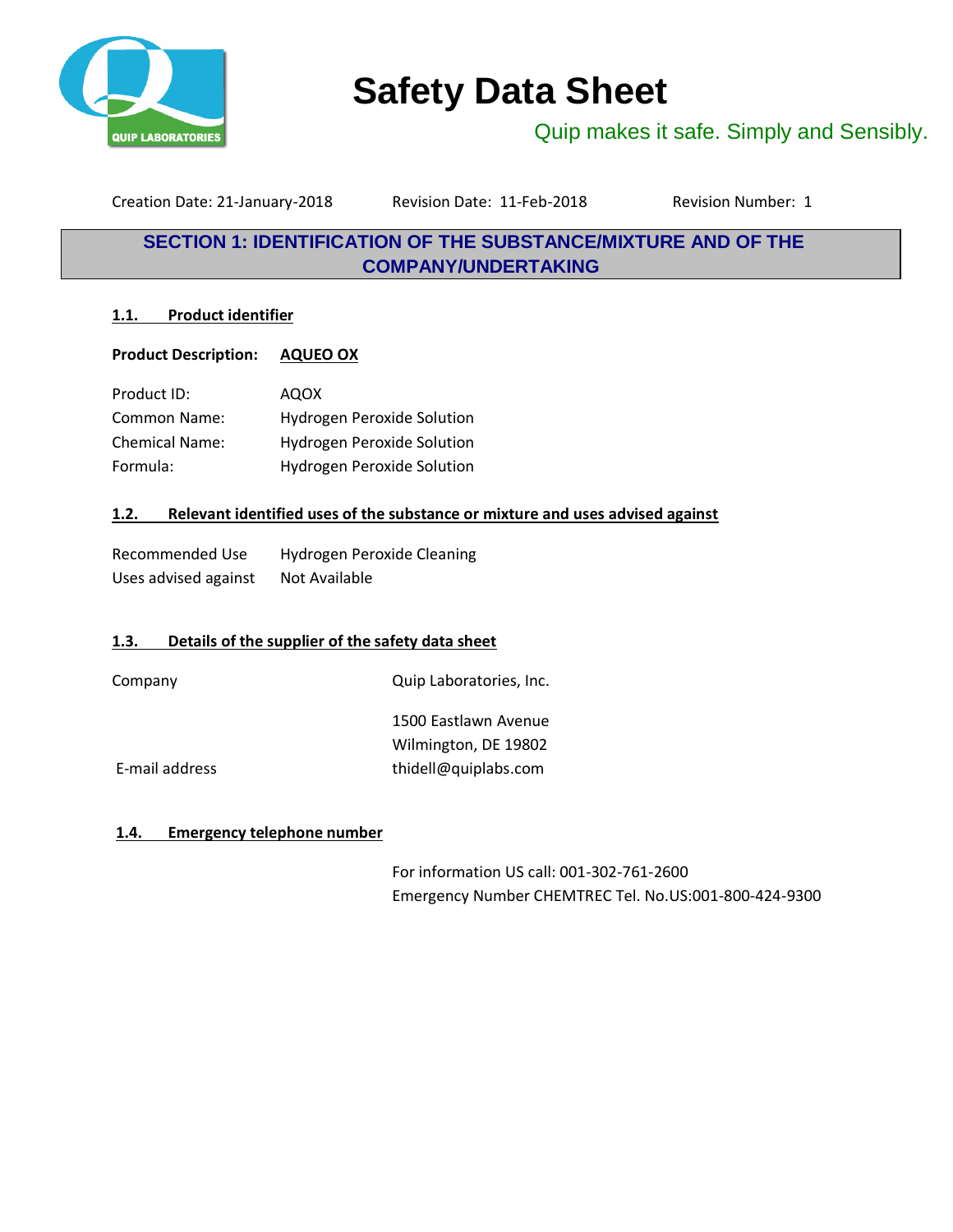# Safety Data Sheet

Quip makes it safe. Simply and Sensibly.

Creation Date: 21-January-2018 Revision Date: 11-Feb-2018 Revision Number: 1

## SECTION 1: IDENTIFICATION OF THE SUBSTANCE/MIXTURE AND OF THE COMPANY/UNDERTAKING

### 1.1. Product identifier

**Product Description:** **AQUEO OX**

| | |
|---|---|
| Product ID: | AQOX |
| Common Name: | Hydrogen Peroxide Solution |
| Chemical Name: | Hydrogen Peroxide Solution |
| Formula: | Hydrogen Peroxide Solution |

### 1.2. Relevant identified uses of the substance or mixture and uses advised against

| | |
|---|---|
| Recommended Use | Hydrogen Peroxide Cleaning |
| Uses advised against | Not Available |

### 1.3. Details of the supplier of the safety data sheet

| | |
|---|---|
| Company | Quip Laboratories, Inc. |
| | 1500 Eastlawn Avenue<br>Wilmington, DE 19802 |
| E-mail address | thidell@quiplabs.com |

### 1.4. Emergency telephone number

For information US call: 001-302-761-2600
Emergency Number CHEMTREC Tel. No.US:001-800-424-9300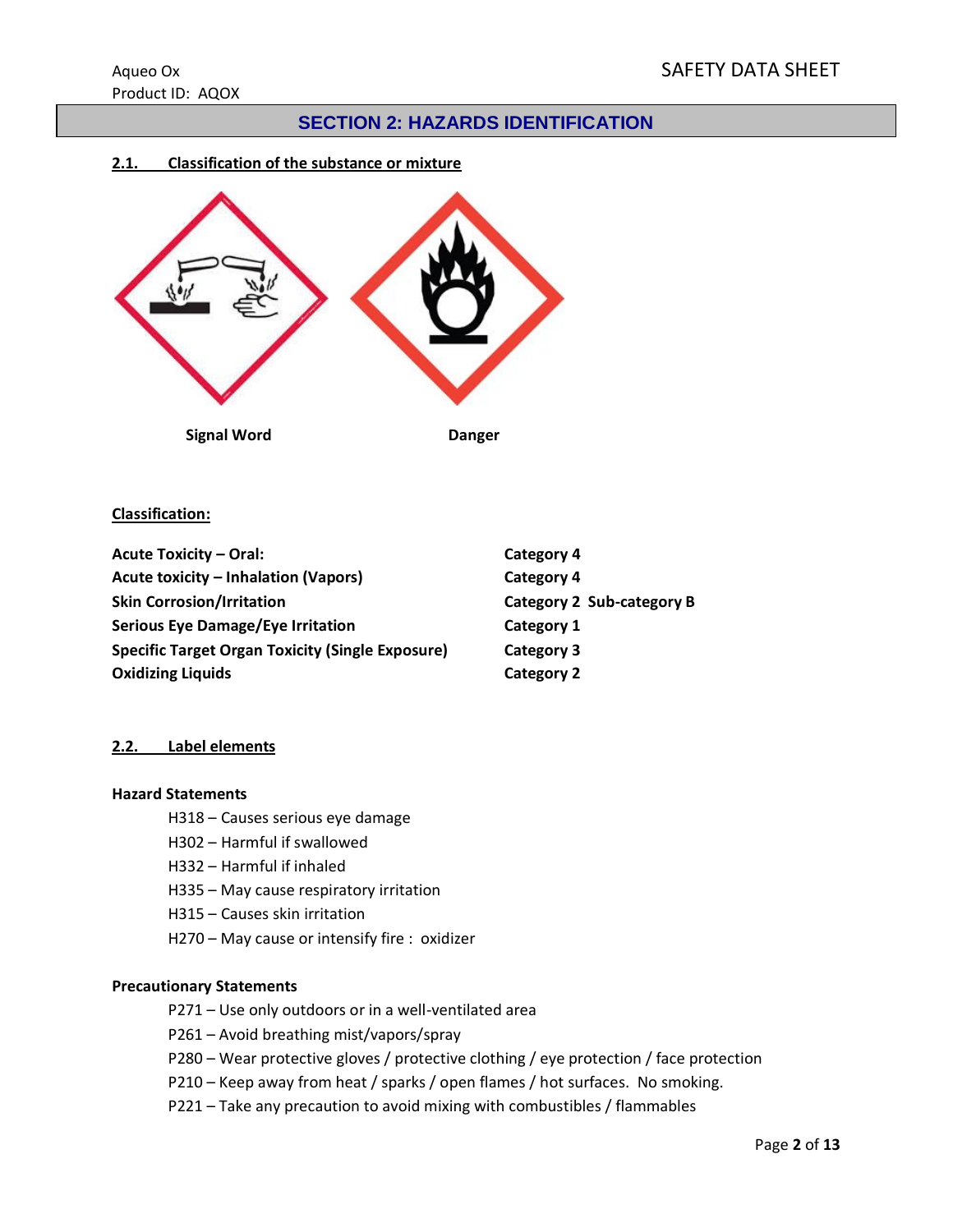## SECTION 2: HAZARDS IDENTIFICATION

### 2.1. Classification of the substance or mixture

**Signal Word** **Danger**

**Classification:**

| | |
|---|---|
| **Acute Toxicity – Oral:** | **Category 4** |
| **Acute toxicity – Inhalation (Vapors)** | **Category 4** |
| **Skin Corrosion/Irritation** | **Category 2 Sub-category B** |
| **Serious Eye Damage/Eye Irritation** | **Category 1** |
| **Specific Target Organ Toxicity (Single Exposure)** | **Category 3** |
| **Oxidizing Liquids** | **Category 2** |

### 2.2. Label elements

**Hazard Statements**

- H318 – Causes serious eye damage
- H302 – Harmful if swallowed
- H332 – Harmful if inhaled
- H335 – May cause respiratory irritation
- H315 – Causes skin irritation
- H270 – May cause or intensify fire : oxidizer

**Precautionary Statements**

- P271 – Use only outdoors or in a well-ventilated area
- P261 – Avoid breathing mist/vapors/spray
- P280 – Wear protective gloves / protective clothing / eye protection / face protection
- P210 – Keep away from heat / sparks / open flames / hot surfaces. No smoking.
- P221 – Take any precaution to avoid mixing with combustibles / flammables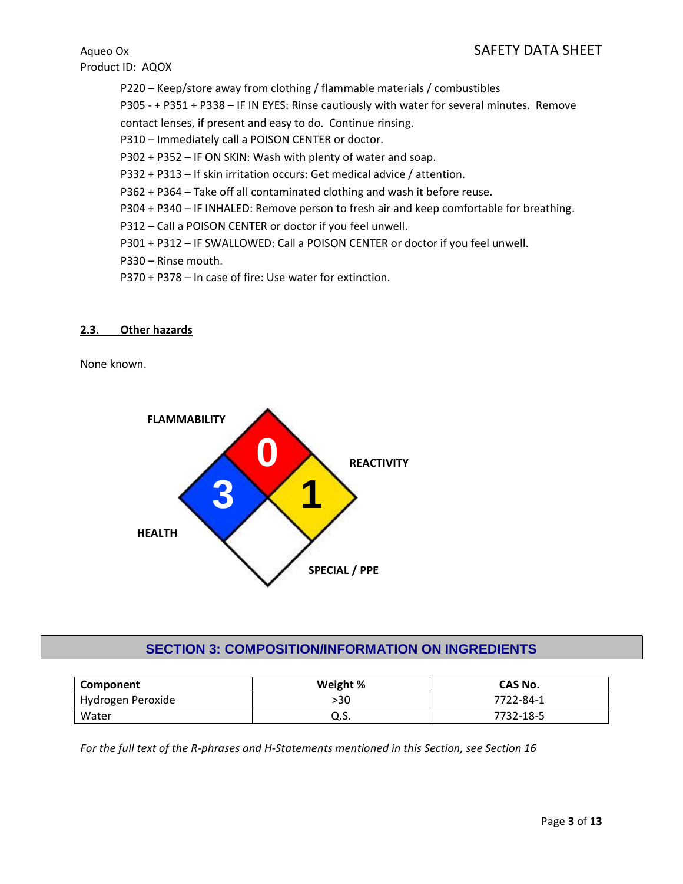P220 – Keep/store away from clothing / flammable materials / combustibles

P305 - + P351 + P338 – IF IN EYES: Rinse cautiously with water for several minutes. Remove contact lenses, if present and easy to do. Continue rinsing.

P310 – Immediately call a POISON CENTER or doctor.

P302 + P352 – IF ON SKIN: Wash with plenty of water and soap.

P332 + P313 – If skin irritation occurs: Get medical advice / attention.

P362 + P364 – Take off all contaminated clothing and wash it before reuse.

P304 + P340 – IF INHALED: Remove person to fresh air and keep comfortable for breathing.

P312 – Call a POISON CENTER or doctor if you feel unwell.

P301 + P312 – IF SWALLOWED: Call a POISON CENTER or doctor if you feel unwell.

P330 – Rinse mouth.

P370 + P378 – In case of fire: Use water for extinction.

### 2.3. Other hazards

None known.

FLAMMABILITY: 0

HEALTH: 3

REACTIVITY: 1

SPECIAL / PPE:

## SECTION 3: COMPOSITION/INFORMATION ON INGREDIENTS

| Component | Weight % | CAS No. |
|---|---|---|
| Hydrogen Peroxide | >30 | 7722-84-1 |
| Water | Q.S. | 7732-18-5 |

*For the full text of the R-phrases and H-Statements mentioned in this Section, see Section 16*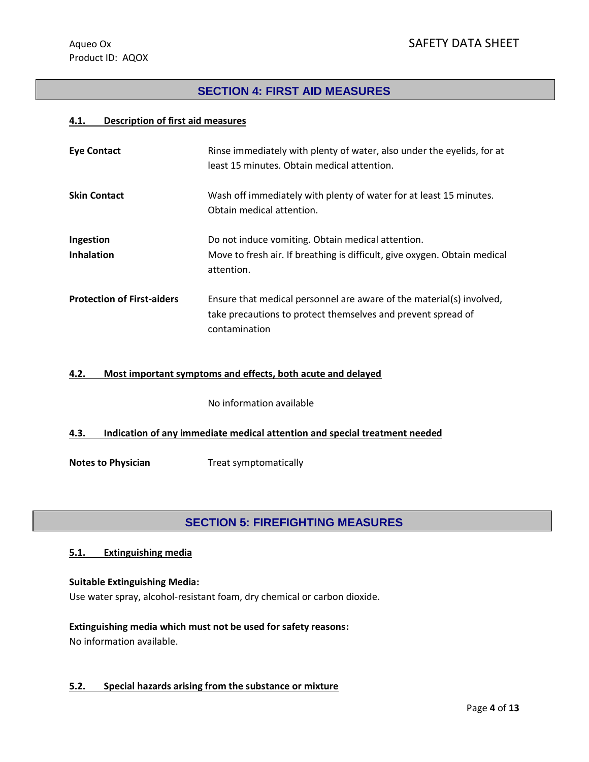## SECTION 4: FIRST AID MEASURES

### 4.1. Description of first aid measures

**Eye Contact** Rinse immediately with plenty of water, also under the eyelids, for at least 15 minutes. Obtain medical attention.

**Skin Contact** Wash off immediately with plenty of water for at least 15 minutes. Obtain medical attention.

**Ingestion** Do not induce vomiting. Obtain medical attention.

**Inhalation** Move to fresh air. If breathing is difficult, give oxygen. Obtain medical attention.

**Protection of First-aiders** Ensure that medical personnel are aware of the material(s) involved, take precautions to protect themselves and prevent spread of contamination

### 4.2. Most important symptoms and effects, both acute and delayed

No information available

### 4.3. Indication of any immediate medical attention and special treatment needed

**Notes to Physician** Treat symptomatically

## SECTION 5: FIREFIGHTING MEASURES

### 5.1. Extinguishing media

**Suitable Extinguishing Media:**
Use water spray, alcohol-resistant foam, dry chemical or carbon dioxide.

**Extinguishing media which must not be used for safety reasons:**
No information available.

### 5.2. Special hazards arising from the substance or mixture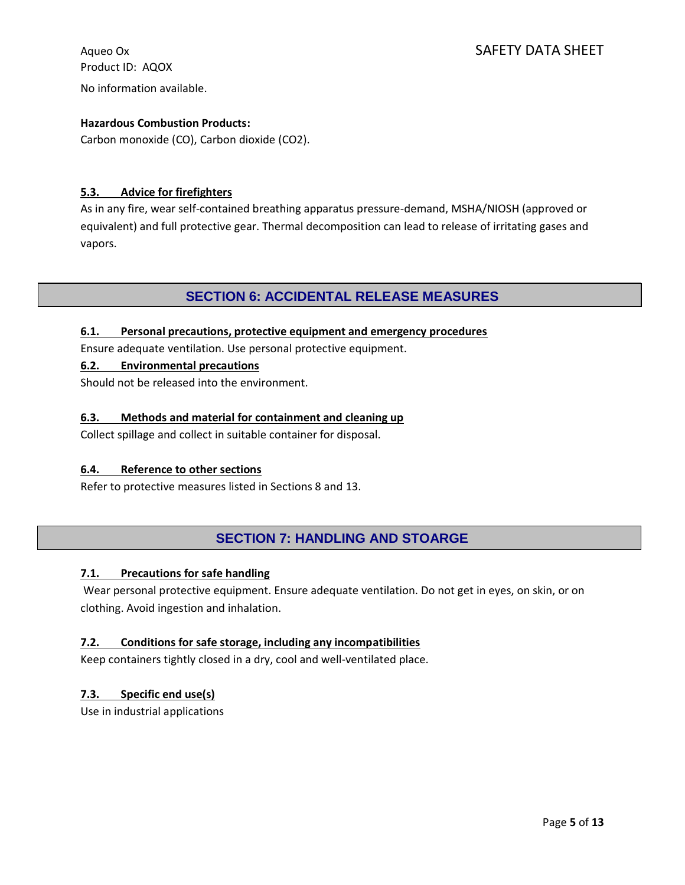No information available.

**Hazardous Combustion Products:**

Carbon monoxide (CO), Carbon dioxide ($CO_2$).

### 5.3. Advice for firefighters

As in any fire, wear self-contained breathing apparatus pressure-demand, MSHA/NIOSH (approved or equivalent) and full protective gear. Thermal decomposition can lead to release of irritating gases and vapors.

## SECTION 6: ACCIDENTAL RELEASE MEASURES

### 6.1. Personal precautions, protective equipment and emergency procedures

Ensure adequate ventilation. Use personal protective equipment.

### 6.2. Environmental precautions

Should not be released into the environment.

### 6.3. Methods and material for containment and cleaning up

Collect spillage and collect in suitable container for disposal.

### 6.4. Reference to other sections

Refer to protective measures listed in Sections 8 and 13.

## SECTION 7: HANDLING AND STOARGE

### 7.1. Precautions for safe handling

Wear personal protective equipment. Ensure adequate ventilation. Do not get in eyes, on skin, or on clothing. Avoid ingestion and inhalation.

### 7.2. Conditions for safe storage, including any incompatibilities

Keep containers tightly closed in a dry, cool and well-ventilated place.

### 7.3. Specific end use(s)

Use in industrial applications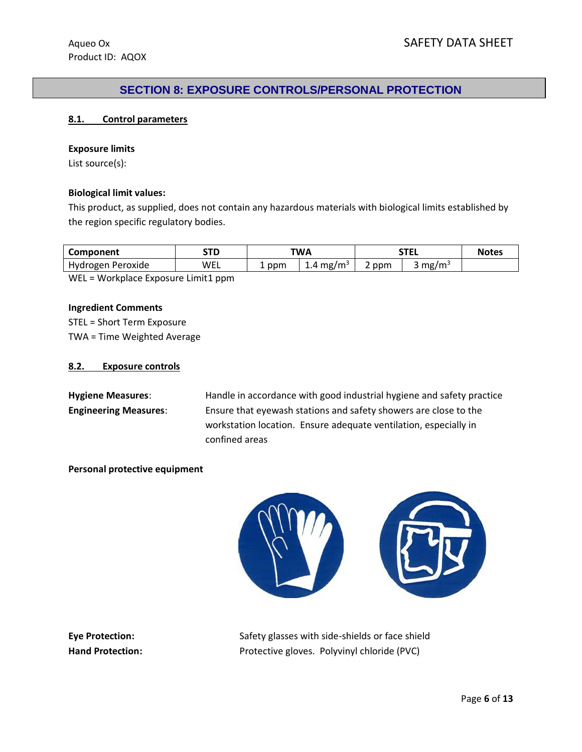## SECTION 8: EXPOSURE CONTROLS/PERSONAL PROTECTION

### 8.1. Control parameters

**Exposure limits**

List source(s):

**Biological limit values:**

This product, as supplied, does not contain any hazardous materials with biological limits established by the region specific regulatory bodies.

| Component | STD | TWA | | STEL | | Notes |
|---|---|---|---|---|---|---|
| Hydrogen Peroxide | WEL | 1 ppm | 1.4 mg/m$^3$ | 2 ppm | 3 mg/m$^3$ | |

WEL = Workplace Exposure Limit1 ppm

**Ingredient Comments**

STEL = Short Term Exposure

TWA = Time Weighted Average

### 8.2. Exposure controls

**Hygiene Measures**: Handle in accordance with good industrial hygiene and safety practice

**Engineering Measures**: Ensure that eyewash stations and safety showers are close to the workstation location. Ensure adequate ventilation, especially in confined areas

**Personal protective equipment**

**Eye Protection:** Safety glasses with side-shields or face shield

**Hand Protection:** Protective gloves. Polyvinyl chloride (PVC)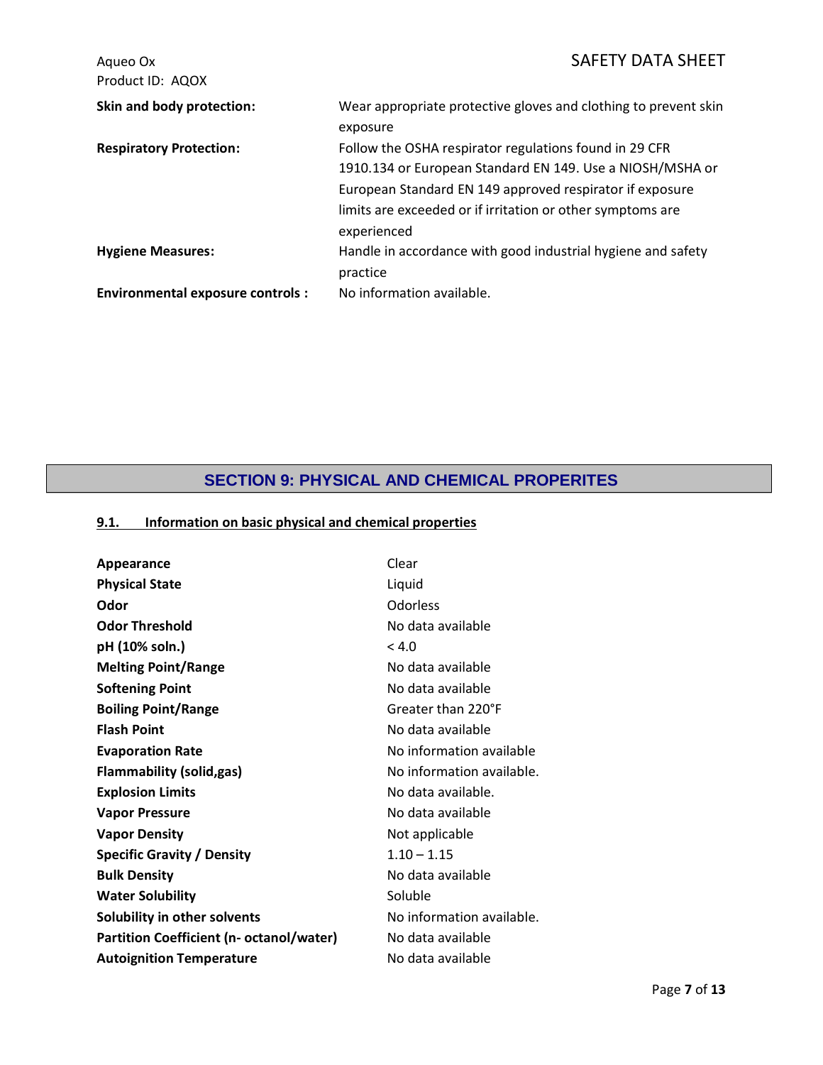| | |
|---|---|
| **Skin and body protection:** | Wear appropriate protective gloves and clothing to prevent skin exposure |
| **Respiratory Protection:** | Follow the OSHA respirator regulations found in 29 CFR 1910.134 or European Standard EN 149. Use a NIOSH/MSHA or European Standard EN 149 approved respirator if exposure limits are exceeded or if irritation or other symptoms are experienced |
| **Hygiene Measures:** | Handle in accordance with good industrial hygiene and safety practice |
| **Environmental exposure controls :** | No information available. |

## SECTION 9: PHYSICAL AND CHEMICAL PROPERITES

### 9.1. Information on basic physical and chemical properties

| | |
|---|---|
| **Appearance** | Clear |
| **Physical State** | Liquid |
| **Odor** | Odorless |
| **Odor Threshold** | No data available |
| **pH (10% soln.)** | < 4.0 |
| **Melting Point/Range** | No data available |
| **Softening Point** | No data available |
| **Boiling Point/Range** | Greater than 220°F |
| **Flash Point** | No data available |
| **Evaporation Rate** | No information available |
| **Flammability (solid,gas)** | No information available. |
| **Explosion Limits** | No data available. |
| **Vapor Pressure** | No data available |
| **Vapor Density** | Not applicable |
| **Specific Gravity / Density** | 1.10 – 1.15 |
| **Bulk Density** | No data available |
| **Water Solubility** | Soluble |
| **Solubility in other solvents** | No information available. |
| **Partition Coefficient (n- octanol/water)** | No data available |
| **Autoignition Temperature** | No data available |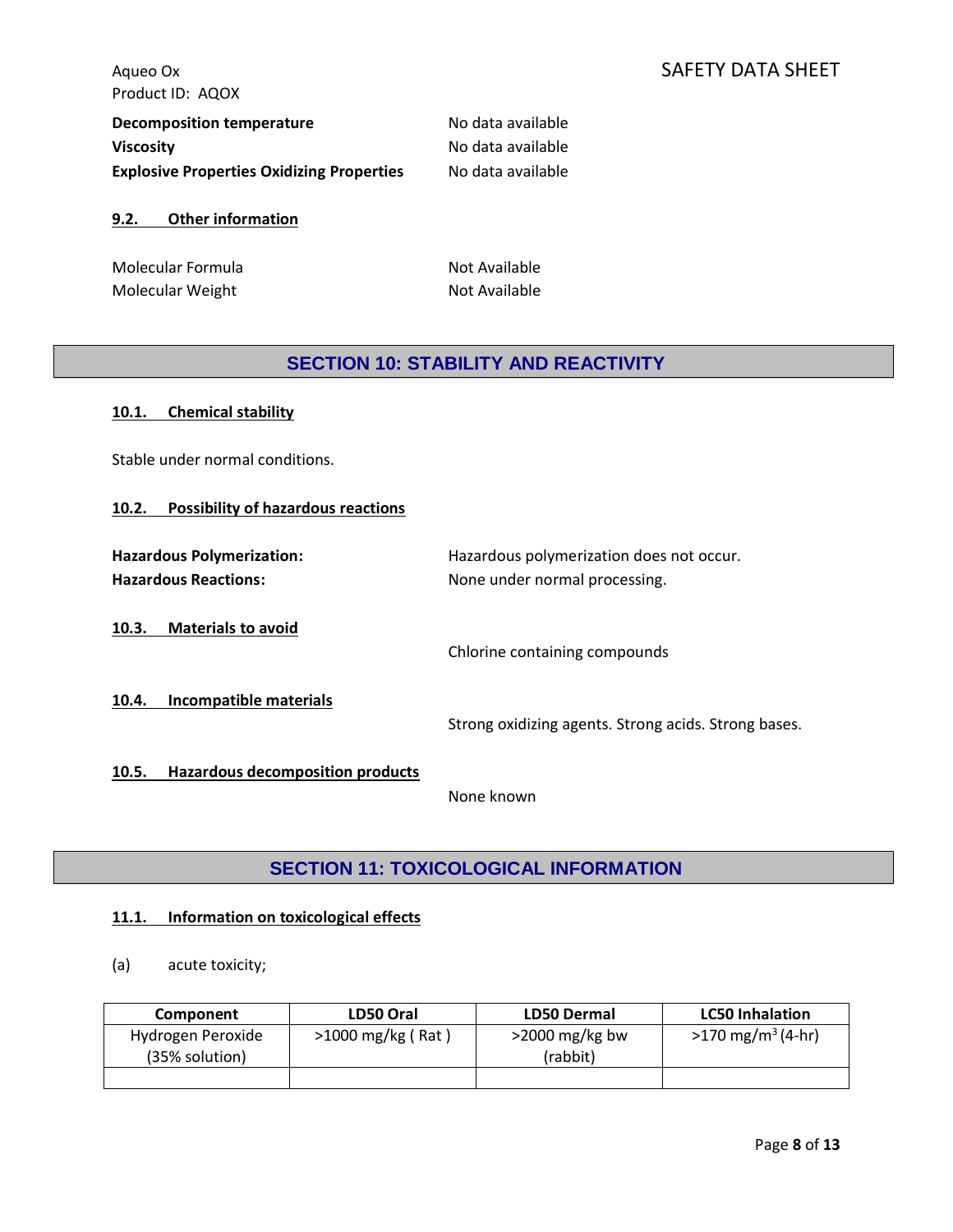**Decomposition temperature** No data available
**Viscosity** No data available
**Explosive Properties Oxidizing Properties** No data available

### 9.2. Other information

Molecular Formula Not Available
Molecular Weight Not Available

## SECTION 10: STABILITY AND REACTIVITY

### 10.1. Chemical stability

Stable under normal conditions.

### 10.2. Possibility of hazardous reactions

**Hazardous Polymerization:** Hazardous polymerization does not occur.
**Hazardous Reactions:** None under normal processing.

### 10.3. Materials to avoid

Chlorine containing compounds

### 10.4. Incompatible materials

Strong oxidizing agents. Strong acids. Strong bases.

### 10.5. Hazardous decomposition products

None known

## SECTION 11: TOXICOLOGICAL INFORMATION

### 11.1. Information on toxicological effects

(a) acute toxicity;

| Component | LD50 Oral | LD50 Dermal | LC50 Inhalation |
|---|---|---|---|
| Hydrogen Peroxide (35% solution) | >1000 mg/kg ( Rat ) | >2000 mg/kg bw (rabbit) | >170 mg/m$^3$ (4-hr) |
| | | | |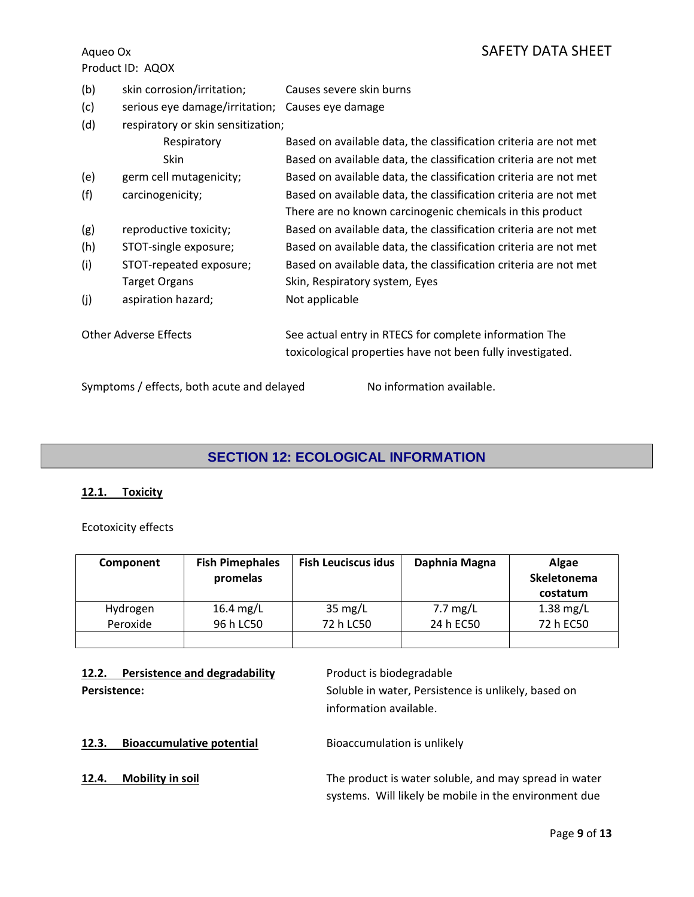| | | |
|---|---|---|
| (b) | skin corrosion/irritation; | Causes severe skin burns |
| (c) | serious eye damage/irritation; | Causes eye damage |
| (d) | respiratory or skin sensitization; | |
| | Respiratory | Based on available data, the classification criteria are not met |
| | Skin | Based on available data, the classification criteria are not met |
| (e) | germ cell mutagenicity; | Based on available data, the classification criteria are not met |
| (f) | carcinogenicity; | Based on available data, the classification criteria are not met<br>There are no known carcinogenic chemicals in this product |
| (g) | reproductive toxicity; | Based on available data, the classification criteria are not met |
| (h) | STOT-single exposure; | Based on available data, the classification criteria are not met |
| (i) | STOT-repeated exposure; | Based on available data, the classification criteria are not met |
| | Target Organs | Skin, Respiratory system, Eyes |
| (j) | aspiration hazard; | Not applicable |

Other Adverse Effects — See actual entry in RTECS for complete information The toxicological properties have not been fully investigated.

Symptoms / effects, both acute and delayed — No information available.

## SECTION 12: ECOLOGICAL INFORMATION

### 12.1. Toxicity

Ecotoxicity effects

| Component | Fish Pimephales promelas | Fish Leuciscus idus | Daphnia Magna | Algae Skeletonema costatum |
|---|---|---|---|---|
| Hydrogen Peroxide | 16.4 mg/L<br>96 h LC50 | 35 mg/L<br>72 h LC50 | 7.7 mg/L<br>24 h EC50 | 1.38 mg/L<br>72 h EC50 |
| | | | | |

### 12.2. Persistence and degradability

Product is biodegradable

**Persistence:** Soluble in water, Persistence is unlikely, based on information available.

### 12.3. Bioaccumulative potential

Bioaccumulation is unlikely

### 12.4. Mobility in soil

The product is water soluble, and may spread in water systems. Will likely be mobile in the environment due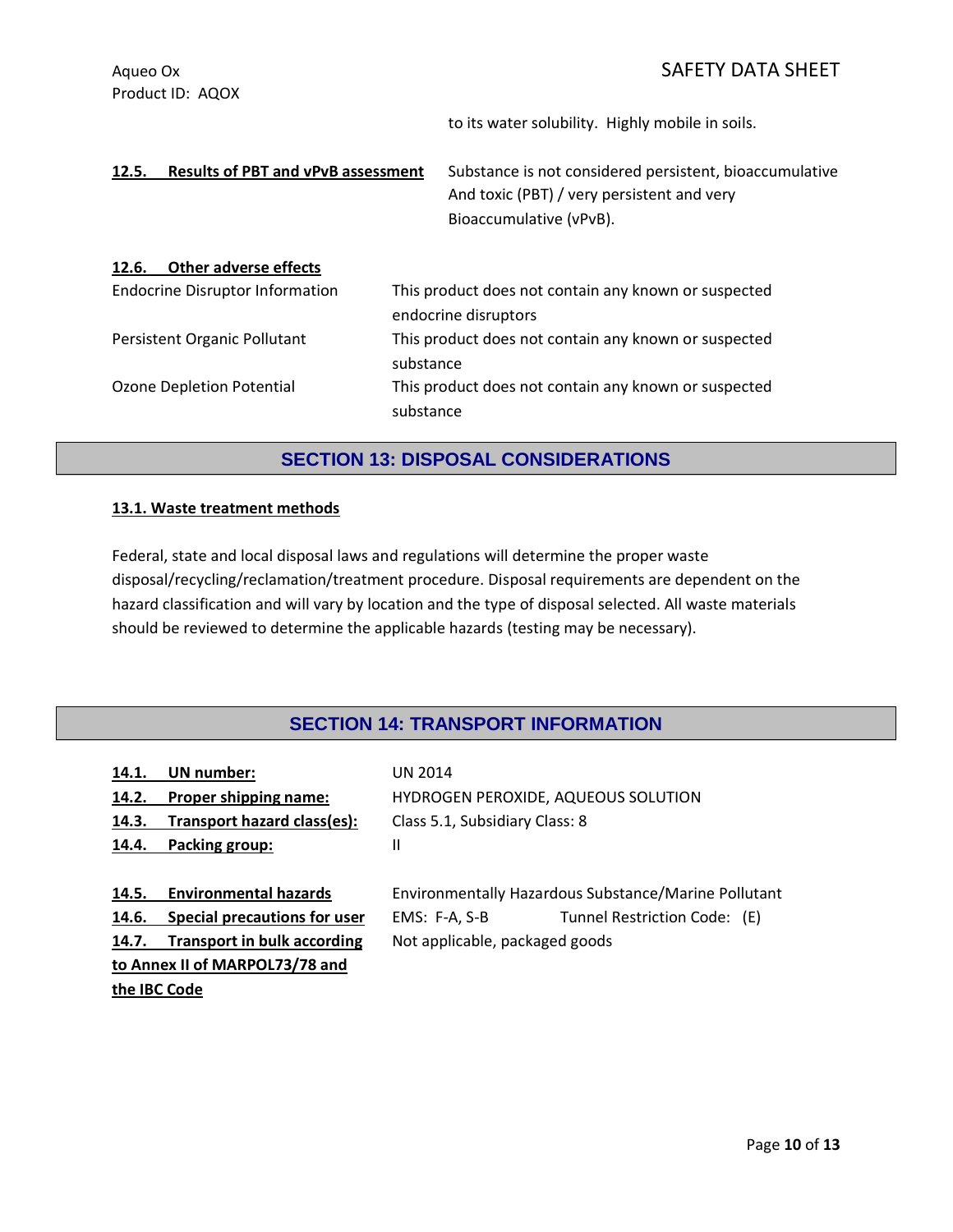to its water solubility. Highly mobile in soils.

**12.5. Results of PBT and vPvB assessment**

Substance is not considered persistent, bioaccumulative And toxic (PBT) / very persistent and very Bioaccumulative (vPvB).

**12.6. Other adverse effects**

| | |
|---|---|
| Endocrine Disruptor Information | This product does not contain any known or suspected endocrine disruptors |
| Persistent Organic Pollutant | This product does not contain any known or suspected substance |
| Ozone Depletion Potential | This product does not contain any known or suspected substance |

## SECTION 13: DISPOSAL CONSIDERATIONS

**13.1. Waste treatment methods**

Federal, state and local disposal laws and regulations will determine the proper waste disposal/recycling/reclamation/treatment procedure. Disposal requirements are dependent on the hazard classification and will vary by location and the type of disposal selected. All waste materials should be reviewed to determine the applicable hazards (testing may be necessary).

## SECTION 14: TRANSPORT INFORMATION

| | |
|---|---|
| **14.1. UN number:** | UN 2014 |
| **14.2. Proper shipping name:** | HYDROGEN PEROXIDE, AQUEOUS SOLUTION |
| **14.3. Transport hazard class(es):** | Class 5.1, Subsidiary Class: 8 |
| **14.4. Packing group:** | II |
| **14.5. Environmental hazards** | Environmentally Hazardous Substance/Marine Pollutant |
| **14.6. Special precautions for user** | EMS: F-A, S-B Tunnel Restriction Code: (E) |
| **14.7. Transport in bulk according to Annex II of MARPOL73/78 and the IBC Code** | Not applicable, packaged goods |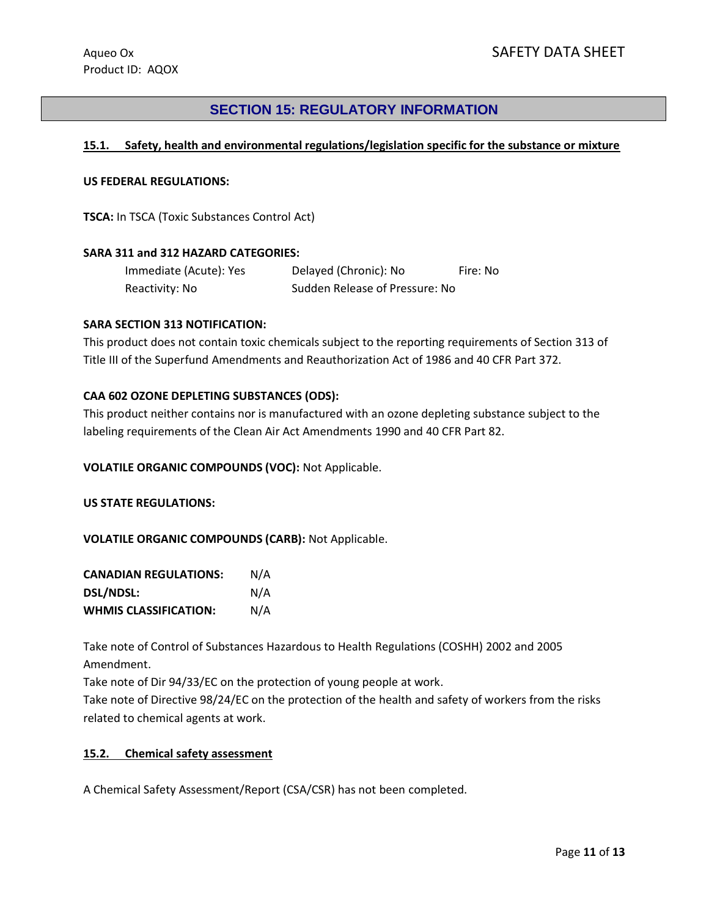## SECTION 15: REGULATORY INFORMATION

### 15.1. Safety, health and environmental regulations/legislation specific for the substance or mixture

**US FEDERAL REGULATIONS:**

**TSCA:** In TSCA (Toxic Substances Control Act)

**SARA 311 and 312 HAZARD CATEGORIES:**

| | | |
|---|---|---|
| Immediate (Acute): Yes | Delayed (Chronic): No | Fire: No |
| Reactivity: No | Sudden Release of Pressure: No | |

**SARA SECTION 313 NOTIFICATION:**

This product does not contain toxic chemicals subject to the reporting requirements of Section 313 of Title III of the Superfund Amendments and Reauthorization Act of 1986 and 40 CFR Part 372.

**CAA 602 OZONE DEPLETING SUBSTANCES (ODS):**

This product neither contains nor is manufactured with an ozone depleting substance subject to the labeling requirements of the Clean Air Act Amendments 1990 and 40 CFR Part 82.

**VOLATILE ORGANIC COMPOUNDS (VOC):** Not Applicable.

**US STATE REGULATIONS:**

**VOLATILE ORGANIC COMPOUNDS (CARB):** Not Applicable.

| | |
|---|---|
| **CANADIAN REGULATIONS:** | N/A |
| **DSL/NDSL:** | N/A |
| **WHMIS CLASSIFICATION:** | N/A |

Take note of Control of Substances Hazardous to Health Regulations (COSHH) 2002 and 2005 Amendment.

Take note of Dir 94/33/EC on the protection of young people at work.

Take note of Directive 98/24/EC on the protection of the health and safety of workers from the risks related to chemical agents at work.

### 15.2. Chemical safety assessment

A Chemical Safety Assessment/Report (CSA/CSR) has not been completed.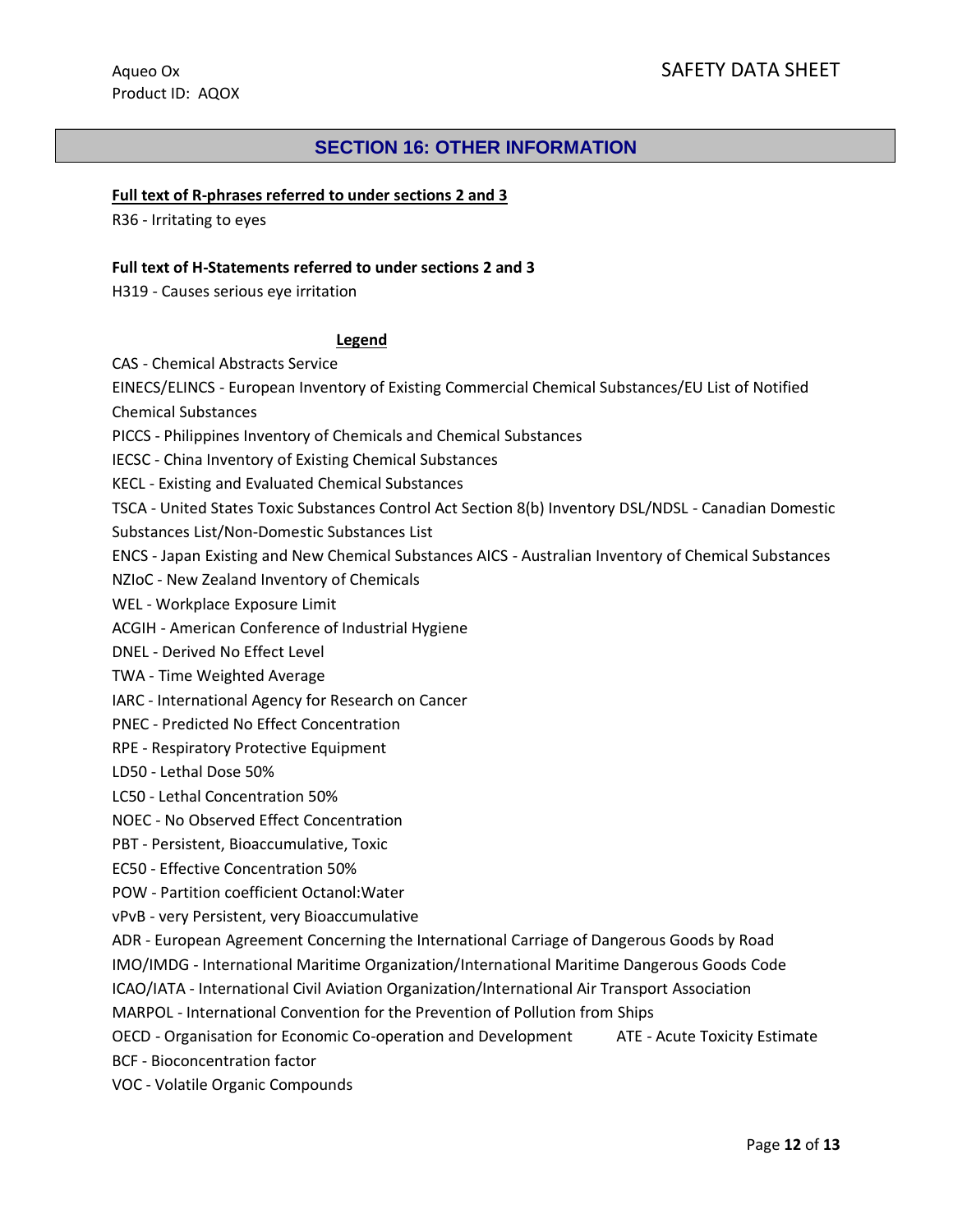## SECTION 16: OTHER INFORMATION

**Full text of R-phrases referred to under sections 2 and 3**

R36 - Irritating to eyes

**Full text of H-Statements referred to under sections 2 and 3**

H319 - Causes serious eye irritation

**Legend**

CAS - Chemical Abstracts Service

EINECS/ELINCS - European Inventory of Existing Commercial Chemical Substances/EU List of Notified Chemical Substances

PICCS - Philippines Inventory of Chemicals and Chemical Substances

IECSC - China Inventory of Existing Chemical Substances

KECL - Existing and Evaluated Chemical Substances

TSCA - United States Toxic Substances Control Act Section 8(b) Inventory DSL/NDSL - Canadian Domestic Substances List/Non-Domestic Substances List

ENCS - Japan Existing and New Chemical Substances AICS - Australian Inventory of Chemical Substances

NZIoC - New Zealand Inventory of Chemicals

WEL - Workplace Exposure Limit

ACGIH - American Conference of Industrial Hygiene

DNEL - Derived No Effect Level

TWA - Time Weighted Average

IARC - International Agency for Research on Cancer

PNEC - Predicted No Effect Concentration

RPE - Respiratory Protective Equipment

LD50 - Lethal Dose 50%

LC50 - Lethal Concentration 50%

NOEC - No Observed Effect Concentration

PBT - Persistent, Bioaccumulative, Toxic

EC50 - Effective Concentration 50%

POW - Partition coefficient Octanol:Water

vPvB - very Persistent, very Bioaccumulative

ADR - European Agreement Concerning the International Carriage of Dangerous Goods by Road

IMO/IMDG - International Maritime Organization/International Maritime Dangerous Goods Code

ICAO/IATA - International Civil Aviation Organization/International Air Transport Association

MARPOL - International Convention for the Prevention of Pollution from Ships

OECD - Organisation for Economic Co-operation and Development ATE - Acute Toxicity Estimate

BCF - Bioconcentration factor

VOC - Volatile Organic Compounds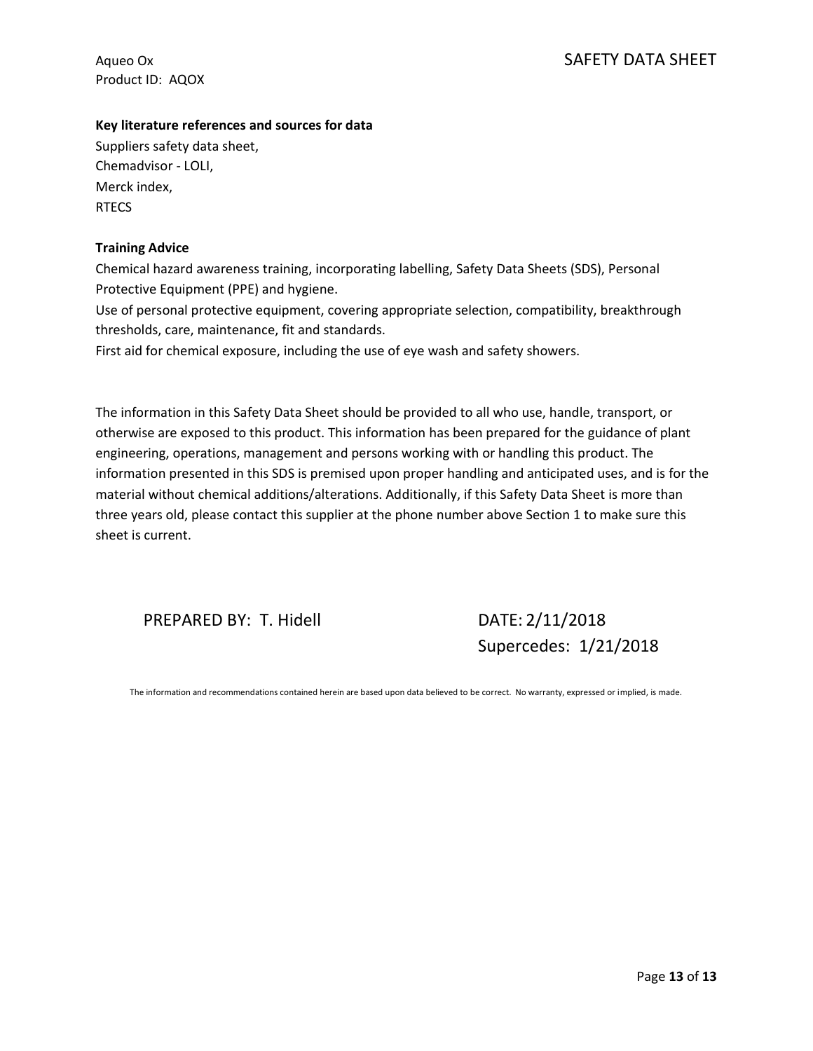**Key literature references and sources for data**

Suppliers safety data sheet,
Chemadvisor - LOLI,
Merck index,
RTECS

**Training Advice**

Chemical hazard awareness training, incorporating labelling, Safety Data Sheets (SDS), Personal Protective Equipment (PPE) and hygiene.
Use of personal protective equipment, covering appropriate selection, compatibility, breakthrough thresholds, care, maintenance, fit and standards.
First aid for chemical exposure, including the use of eye wash and safety showers.

The information in this Safety Data Sheet should be provided to all who use, handle, transport, or otherwise are exposed to this product. This information has been prepared for the guidance of plant engineering, operations, management and persons working with or handling this product. The information presented in this SDS is premised upon proper handling and anticipated uses, and is for the material without chemical additions/alterations. Additionally, if this Safety Data Sheet is more than three years old, please contact this supplier at the phone number above Section 1 to make sure this sheet is current.

PREPARED BY: T. Hidell

DATE: 2/11/2018
Supercedes: 1/21/2018

The information and recommendations contained herein are based upon data believed to be correct. No warranty, expressed or implied, is made.